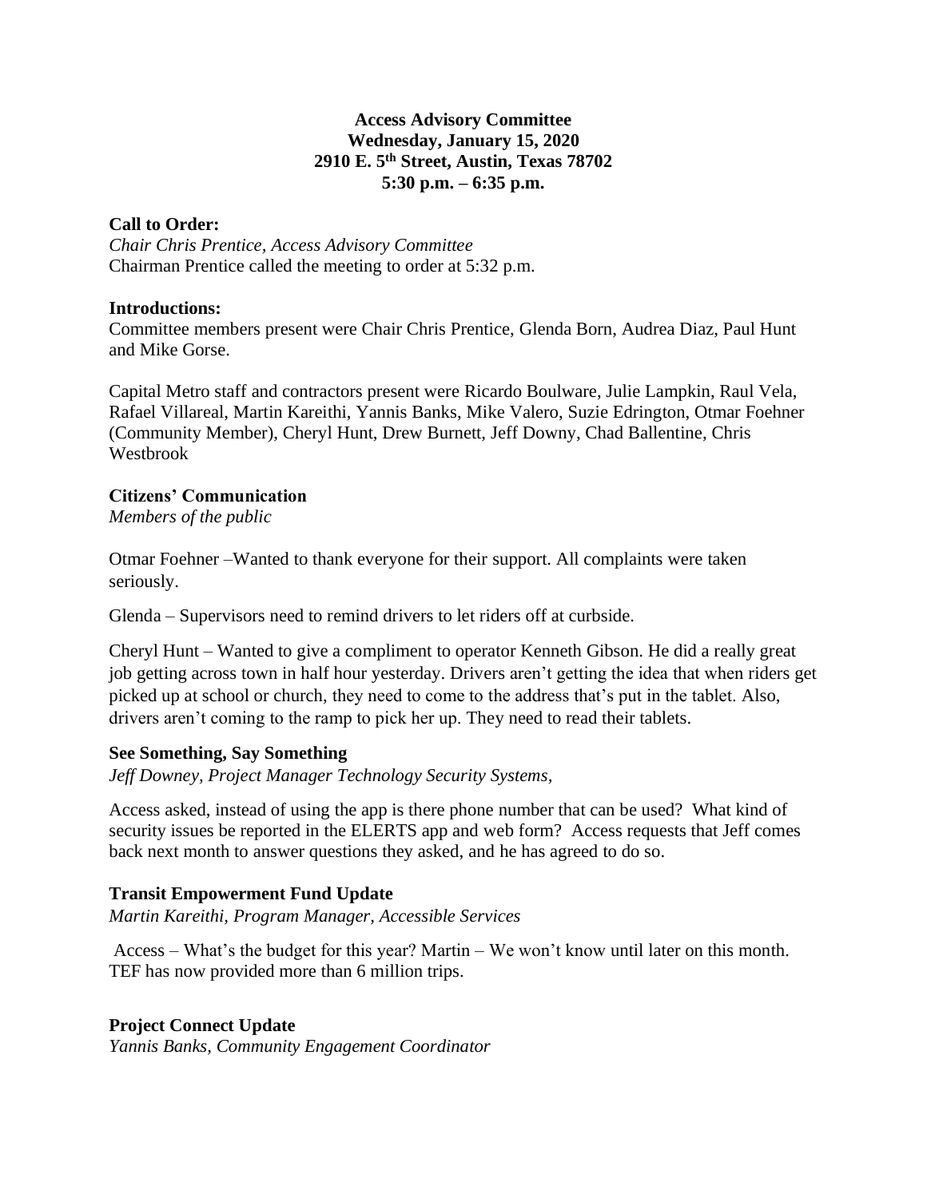**Access Advisory Committee**
**Wednesday, January 15, 2020**
**2910 E. 5th Street, Austin, Texas 78702**
**5:30 p.m. – 6:35 p.m.**

**Call to Order:**
*Chair Chris Prentice, Access Advisory Committee*
Chairman Prentice called the meeting to order at 5:32 p.m.

**Introductions:**
Committee members present were Chair Chris Prentice, Glenda Born, Audrea Diaz, Paul Hunt and Mike Gorse.

Capital Metro staff and contractors present were Ricardo Boulware, Julie Lampkin, Raul Vela, Rafael Villareal, Martin Kareithi, Yannis Banks, Mike Valero, Suzie Edrington, Otmar Foehner (Community Member), Cheryl Hunt, Drew Burnett, Jeff Downy, Chad Ballentine, Chris Westbrook

**Citizens' Communication**
*Members of the public*

Otmar Foehner –Wanted to thank everyone for their support. All complaints were taken seriously.

Glenda – Supervisors need to remind drivers to let riders off at curbside.

Cheryl Hunt – Wanted to give a compliment to operator Kenneth Gibson. He did a really great job getting across town in half hour yesterday. Drivers aren't getting the idea that when riders get picked up at school or church, they need to come to the address that's put in the tablet. Also, drivers aren't coming to the ramp to pick her up. They need to read their tablets.

**See Something, Say Something**
*Jeff Downey, Project Manager Technology Security Systems,*

Access asked, instead of using the app is there phone number that can be used? What kind of security issues be reported in the ELERTS app and web form? Access requests that Jeff comes back next month to answer questions they asked, and he has agreed to do so.

**Transit Empowerment Fund Update**
*Martin Kareithi, Program Manager, Accessible Services*

Access – What's the budget for this year? Martin – We won't know until later on this month. TEF has now provided more than 6 million trips.

**Project Connect Update**
*Yannis Banks, Community Engagement Coordinator*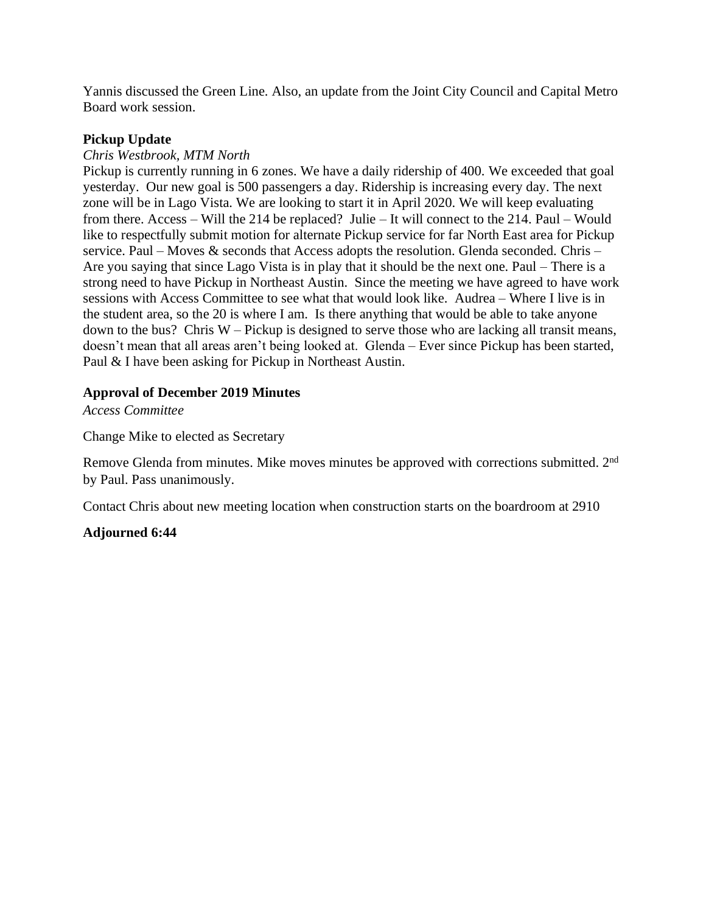Yannis discussed the Green Line. Also, an update from the Joint City Council and Capital Metro Board work session.

**Pickup Update**

*Chris Westbrook, MTM North*

Pickup is currently running in 6 zones. We have a daily ridership of 400. We exceeded that goal yesterday. Our new goal is 500 passengers a day. Ridership is increasing every day. The next zone will be in Lago Vista. We are looking to start it in April 2020. We will keep evaluating from there. Access – Will the 214 be replaced? Julie – It will connect to the 214. Paul – Would like to respectfully submit motion for alternate Pickup service for far North East area for Pickup service. Paul – Moves & seconds that Access adopts the resolution. Glenda seconded. Chris – Are you saying that since Lago Vista is in play that it should be the next one. Paul – There is a strong need to have Pickup in Northeast Austin. Since the meeting we have agreed to have work sessions with Access Committee to see what that would look like. Audrea – Where I live is in the student area, so the 20 is where I am. Is there anything that would be able to take anyone down to the bus? Chris W – Pickup is designed to serve those who are lacking all transit means, doesn't mean that all areas aren't being looked at. Glenda – Ever since Pickup has been started, Paul & I have been asking for Pickup in Northeast Austin.

**Approval of December 2019 Minutes**

*Access Committee*

Change Mike to elected as Secretary

Remove Glenda from minutes. Mike moves minutes be approved with corrections submitted. 2nd by Paul. Pass unanimously.

Contact Chris about new meeting location when construction starts on the boardroom at 2910

**Adjourned 6:44**